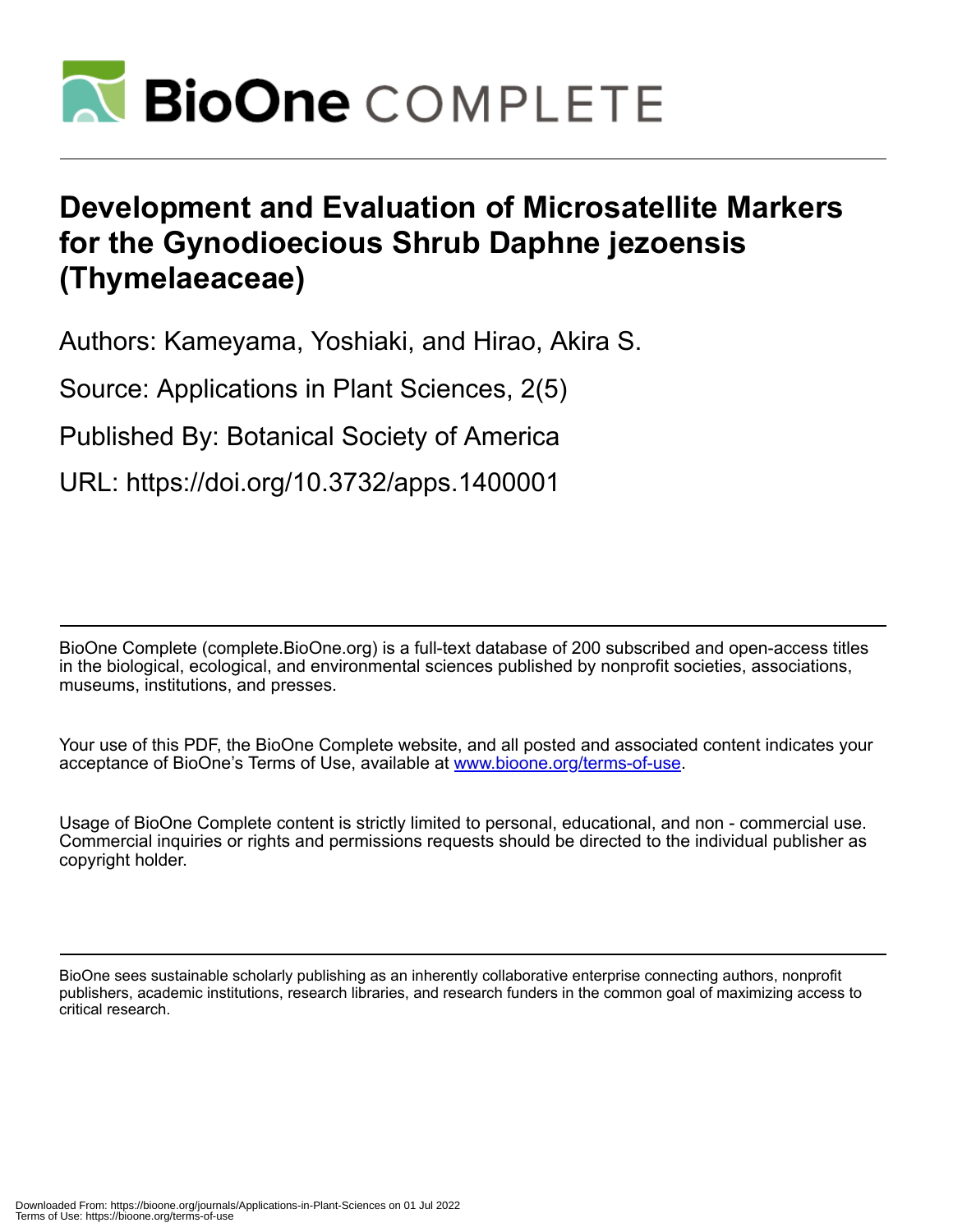# BioOne COMPLETE

# Development and Evaluation of Microsatellite Markers for the Gynodioecious Shrub Daphne jezoensis (Thymelaeaceae)

Authors: Kameyama, Yoshiaki, and Hirao, Akira S.

Source: Applications in Plant Sciences, 2(5)

Published By: Botanical Society of America

URL: https://doi.org/10.3732/apps.1400001

---

BioOne Complete (complete.BioOne.org) is a full-text database of 200 subscribed and open-access titles in the biological, ecological, and environmental sciences published by nonprofit societies, associations, museums, institutions, and presses.

Your use of this PDF, the BioOne Complete website, and all posted and associated content indicates your acceptance of BioOne's Terms of Use, available at www.bioone.org/terms-of-use.

Usage of BioOne Complete content is strictly limited to personal, educational, and non - commercial use. Commercial inquiries or rights and permissions requests should be directed to the individual publisher as copyright holder.

---

BioOne sees sustainable scholarly publishing as an inherently collaborative enterprise connecting authors, nonprofit publishers, academic institutions, research libraries, and research funders in the common goal of maximizing access to critical research.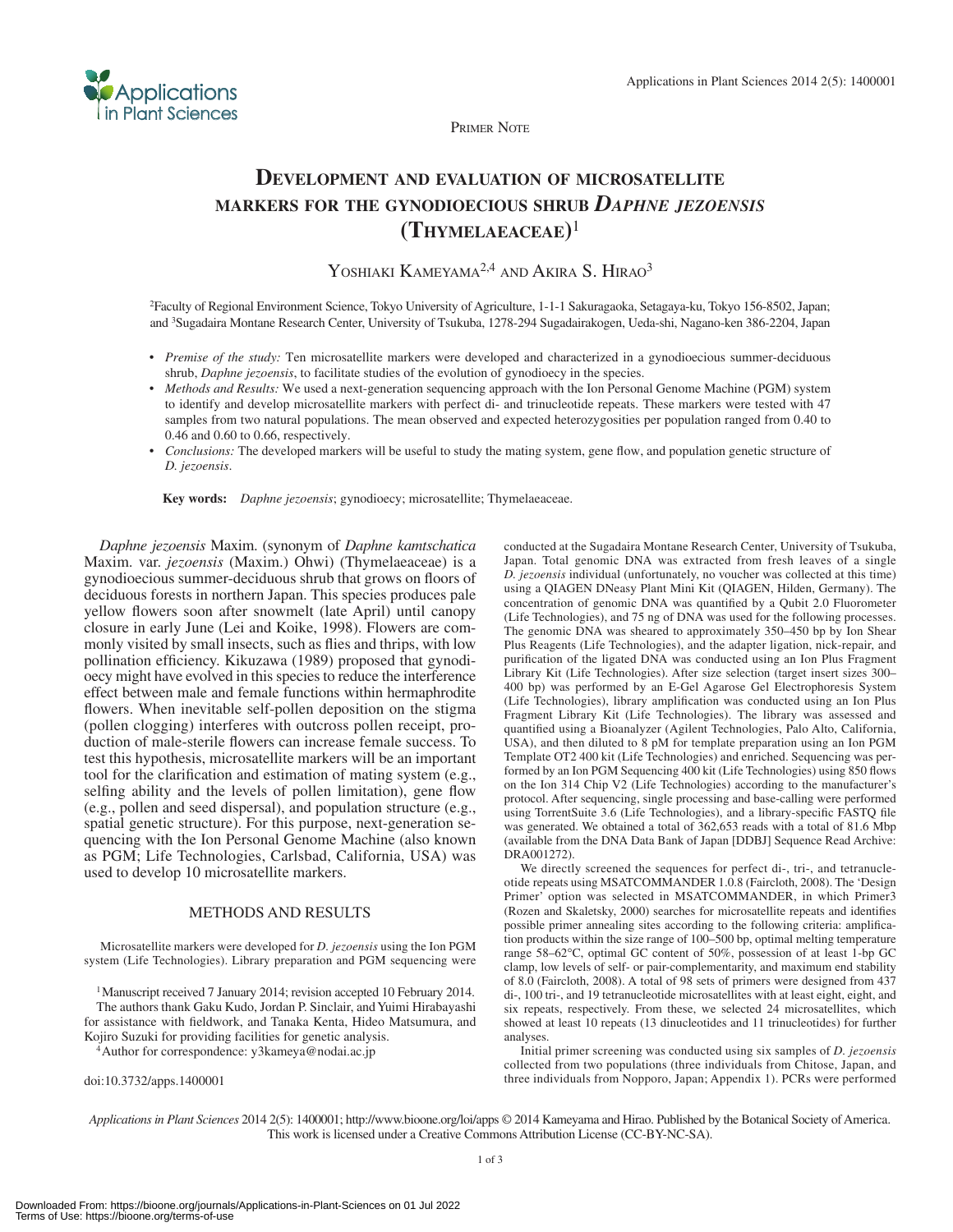Primer Note

# Development and evaluation of microsatellite markers for the gynodioecious shrub *Daphne jezoensis* (Thymelaeaceae)[1]

Yoshiaki Kameyama[2,4] and Akira S. Hirao[3]

[2]Faculty of Regional Environment Science, Tokyo University of Agriculture, 1-1-1 Sakuragaoka, Setagaya-ku, Tokyo 156-8502, Japan; and [3]Sugadaira Montane Research Center, University of Tsukuba, 1278-294 Sugadairakogen, Ueda-shi, Nagano-ken 386-2204, Japan

- *Premise of the study:* Ten microsatellite markers were developed and characterized in a gynodioecious summer-deciduous shrub, *Daphne jezoensis*, to facilitate studies of the evolution of gynodioecy in the species.
- *Methods and Results:* We used a next-generation sequencing approach with the Ion Personal Genome Machine (PGM) system to identify and develop microsatellite markers with perfect di- and trinucleotide repeats. These markers were tested with 47 samples from two natural populations. The mean observed and expected heterozygosities per population ranged from 0.40 to 0.46 and 0.60 to 0.66, respectively.
- *Conclusions:* The developed markers will be useful to study the mating system, gene flow, and population genetic structure of *D. jezoensis*.

**Key words:** *Daphne jezoensis*; gynodioecy; microsatellite; Thymelaeaceae.

*Daphne jezoensis* Maxim. (synonym of *Daphne kamtschatica* Maxim. var. *jezoensis* (Maxim.) Ohwi) (Thymelaeaceae) is a gynodioecious summer-deciduous shrub that grows on floors of deciduous forests in northern Japan. This species produces pale yellow flowers soon after snowmelt (late April) until canopy closure in early June (Lei and Koike, 1998). Flowers are commonly visited by small insects, such as flies and thrips, with low pollination efficiency. Kikuzawa (1989) proposed that gynodioecy might have evolved in this species to reduce the interference effect between male and female functions within hermaphrodite flowers. When inevitable self-pollen deposition on the stigma (pollen clogging) interferes with outcross pollen receipt, production of male-sterile flowers can increase female success. To test this hypothesis, microsatellite markers will be an important tool for the clarification and estimation of mating system (e.g., selfing ability and the levels of pollen limitation), gene flow (e.g., pollen and seed dispersal), and population structure (e.g., spatial genetic structure). For this purpose, next-generation sequencing with the Ion Personal Genome Machine (also known as PGM; Life Technologies, Carlsbad, California, USA) was used to develop 10 microsatellite markers.

## METHODS AND RESULTS

Microsatellite markers were developed for *D. jezoensis* using the Ion PGM system (Life Technologies). Library preparation and PGM sequencing were conducted at the Sugadaira Montane Research Center, University of Tsukuba, Japan. Total genomic DNA was extracted from fresh leaves of a single *D. jezoensis* individual (unfortunately, no voucher was collected at this time) using a QIAGEN DNeasy Plant Mini Kit (QIAGEN, Hilden, Germany). The concentration of genomic DNA was quantified by a Qubit 2.0 Fluorometer (Life Technologies), and 75 ng of DNA was used for the following processes. The genomic DNA was sheared to approximately 350–450 bp by Ion Shear Plus Reagents (Life Technologies), and the adapter ligation, nick-repair, and purification of the ligated DNA was conducted using an Ion Plus Fragment Library Kit (Life Technologies). After size selection (target insert sizes 300–400 bp) was performed by an E-Gel Agarose Gel Electrophoresis System (Life Technologies), library amplification was conducted using an Ion Plus Fragment Library Kit (Life Technologies). The library was assessed and quantified using a Bioanalyzer (Agilent Technologies, Palo Alto, California, USA), and then diluted to 8 pM for template preparation using an Ion PGM Template OT2 400 kit (Life Technologies) and enriched. Sequencing was performed by an Ion PGM Sequencing 400 kit (Life Technologies) using 850 flows on the Ion 314 Chip V2 (Life Technologies) according to the manufacturer's protocol. After sequencing, single processing and base-calling were performed using TorrentSuite 3.6 (Life Technologies), and a library-specific FASTQ file was generated. We obtained a total of 362,653 reads with a total of 81.6 Mbp (available from the DNA Data Bank of Japan [DDBJ] Sequence Read Archive: DRA001272).

We directly screened the sequences for perfect di-, tri-, and tetranucleotide repeats using MSATCOMMANDER 1.0.8 (Faircloth, 2008). The 'Design Primer' option was selected in MSATCOMMANDER, in which Primer3 (Rozen and Skaletsky, 2000) searches for microsatellite repeats and identifies possible primer annealing sites according to the following criteria: amplification products within the size range of 100–500 bp, optimal melting temperature range 58–62°C, optimal GC content of 50%, possession of at least 1-bp GC clamp, low levels of self- or pair-complementarity, and maximum end stability of 8.0 (Faircloth, 2008). A total of 98 sets of primers were designed from 437 di-, 100 tri-, and 19 tetranucleotide microsatellites with at least eight, eight, and six repeats, respectively. From these, we selected 24 microsatellites, which showed at least 10 repeats (13 dinucleotides and 11 trinucleotides) for further analyses.

Initial primer screening was conducted using six samples of *D. jezoensis* collected from two populations (three individuals from Chitose, Japan, and three individuals from Nopporo, Japan; Appendix 1). PCRs were performed

[1]Manuscript received 7 January 2014; revision accepted 10 February 2014.

The authors thank Gaku Kudo, Jordan P. Sinclair, and Yuimi Hirabayashi for assistance with fieldwork, and Tanaka Kenta, Hideo Matsumura, and Kojiro Suzuki for providing facilities for genetic analysis.

[4]Author for correspondence: y3kameya@nodai.ac.jp

doi:10.3732/apps.1400001

*Applications in Plant Sciences* 2014 2(5): 1400001; http://www.bioone.org/loi/apps © 2014 Kameyama and Hirao. Published by the Botanical Society of America. This work is licensed under a Creative Commons Attribution License (CC-BY-NC-SA).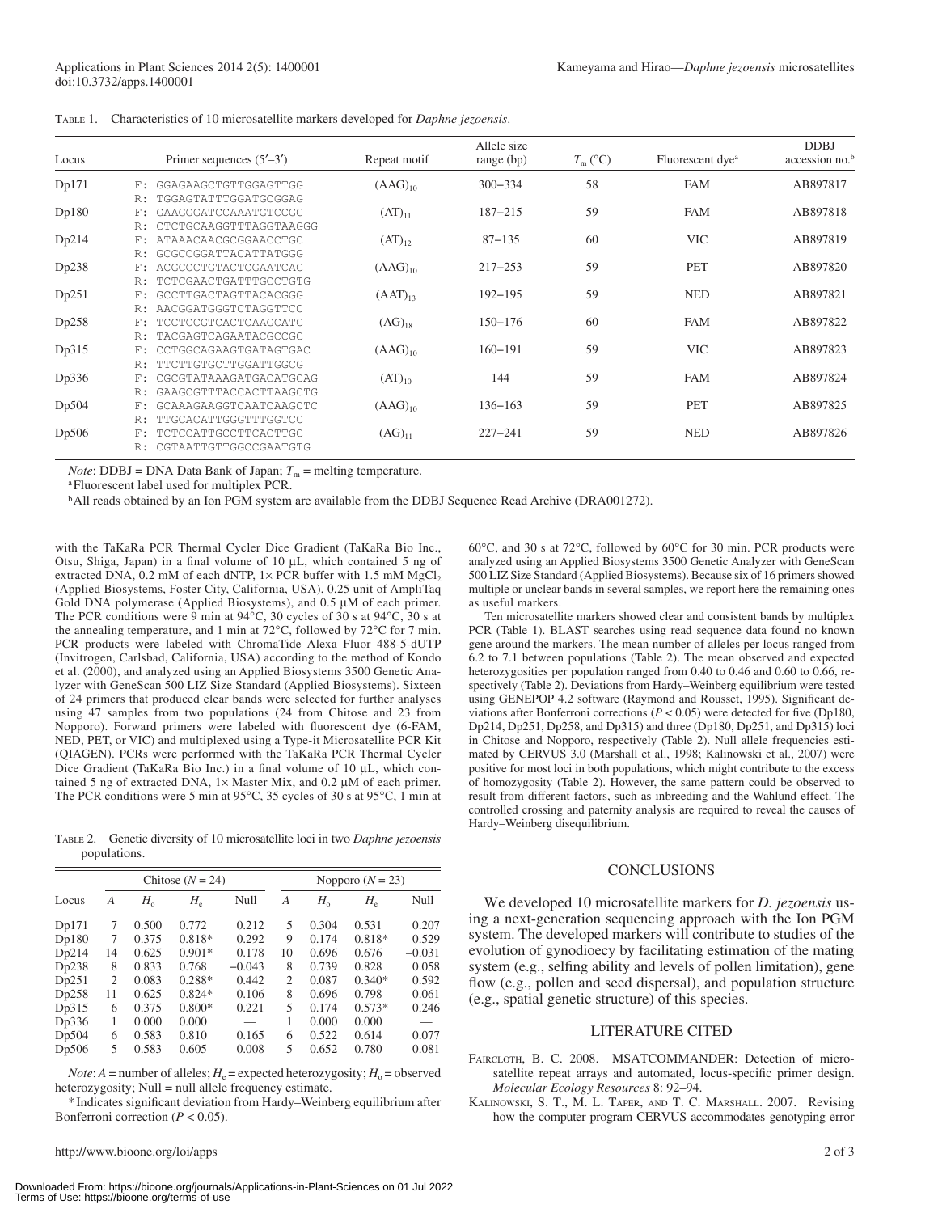Table 1. Characteristics of 10 microsatellite markers developed for *Daphne jezoensis*.

| Locus | Primer sequences (5′–3′) | Repeat motif | Allele size range (bp) | $T_m$ (°C) | Fluorescent dye[a] | DDBJ accession no.[b] |
|---|---|---|---|---|---|---|
| Dp171 | F: GGAGAAGCTGTTGGAGTTGG<br>R: TGGAGTATTTGGATGCGGAG | $(AAG)_{10}$ | 300–334 | 58 | FAM | AB897817 |
| Dp180 | F: GAAGGGATCCAAATGTCCGG<br>R: CTCTGCAAGGTTTAGGTAAGGG | $(AT)_{11}$ | 187–215 | 59 | FAM | AB897818 |
| Dp214 | F: ATAAACAACGCGGAACCTGC<br>R: GCGCCGGATTACATTATGGG | $(AT)_{12}$ | 87–135 | 60 | VIC | AB897819 |
| Dp238 | F: ACGCCCTGTACTCGAATCAC<br>R: TCTCGAACTGATTTGCCTGTG | $(AAG)_{10}$ | 217–253 | 59 | PET | AB897820 |
| Dp251 | F: GCCTTGACTAGTTACACGGG<br>R: AACGGATGGGTCTAGGTTCC | $(AAT)_{13}$ | 192–195 | 59 | NED | AB897821 |
| Dp258 | F: TCCTCCGTCACTCAAGCATC<br>R: TACGAGTCAGAATACGCCGC | $(AG)_{18}$ | 150–176 | 60 | FAM | AB897822 |
| Dp315 | F: CCTGGCAGAAGTGATAGTGAC<br>R: TTCTTGTGCTTGGATTGGCG | $(AAG)_{10}$ | 160–191 | 59 | VIC | AB897823 |
| Dp336 | F: CGCGTATAAAGATGACATGCAG<br>R: GAAGCGTTTACCACTTAAGCTG | $(AT)_{10}$ | 144 | 59 | FAM | AB897824 |
| Dp504 | F: GCAAAGAAGGTCAATCAAGCTC<br>R: TTGCACATTGGGTTTGGTCC | $(AAG)_{10}$ | 136–163 | 59 | PET | AB897825 |
| Dp506 | F: TCTCCATTGCCTTCACTTGC<br>R: CGTAATTGTTGGCCGAATGTG | $(AG)_{11}$ | 227–241 | 59 | NED | AB897826 |

*Note*: DDBJ = DNA Data Bank of Japan; $T_m$ = melting temperature.

[a] Fluorescent label used for multiplex PCR.

[b] All reads obtained by an Ion PGM system are available from the DDBJ Sequence Read Archive (DRA001272).

with the TaKaRa PCR Thermal Cycler Dice Gradient (TaKaRa Bio Inc., Otsu, Shiga, Japan) in a final volume of 10 μL, which contained 5 ng of extracted DNA, 0.2 mM of each dNTP, 1× PCR buffer with 1.5 mM $MgCl_2$ (Applied Biosystems, Foster City, California, USA), 0.25 unit of AmpliTaq Gold DNA polymerase (Applied Biosystems), and 0.5 μM of each primer. The PCR conditions were 9 min at 94°C, 30 cycles of 30 s at 94°C, 30 s at the annealing temperature, and 1 min at 72°C, followed by 72°C for 7 min. PCR products were labeled with ChromaTide Alexa Fluor 488-5-dUTP (Invitrogen, Carlsbad, California, USA) according to the method of Kondo et al. (2000), and analyzed using an Applied Biosystems 3500 Genetic Analyzer with GeneScan 500 LIZ Size Standard (Applied Biosystems). Sixteen of 24 primers that produced clear bands were selected for further analyses using 47 samples from two populations (24 from Chitose and 23 from Nopporo). Forward primers were labeled with fluorescent dye (6-FAM, NED, PET, or VIC) and multiplexed using a Type-it Microsatellite PCR Kit (QIAGEN). PCRs were performed with the TaKaRa PCR Thermal Cycler Dice Gradient (TaKaRa Bio Inc.) in a final volume of 10 μL, which contained 5 ng of extracted DNA, 1× Master Mix, and 0.2 μM of each primer. The PCR conditions were 5 min at 95°C, 35 cycles of 30 s at 95°C, 1 min at 60°C, and 30 s at 72°C, followed by 60°C for 30 min. PCR products were analyzed using an Applied Biosystems 3500 Genetic Analyzer with GeneScan 500 LIZ Size Standard (Applied Biosystems). Because six of 16 primers showed multiple or unclear bands in several samples, we report here the remaining ones as useful markers.

Ten microsatellite markers showed clear and consistent bands by multiplex PCR (Table 1). BLAST searches using read sequence data found no known gene around the markers. The mean number of alleles per locus ranged from 6.2 to 7.1 between populations (Table 2). The mean observed and expected heterozygosities per population ranged from 0.40 to 0.46 and 0.60 to 0.66, respectively (Table 2). Deviations from Hardy–Weinberg equilibrium were tested using GENEPOP 4.2 software (Raymond and Rousset, 1995). Significant deviations after Bonferroni corrections ($P < 0.05$) were detected for five (Dp180, Dp214, Dp251, Dp258, and Dp315) and three (Dp180, Dp251, and Dp315) loci in Chitose and Nopporo, respectively (Table 2). Null allele frequencies estimated by CERVUS 3.0 (Marshall et al., 1998; Kalinowski et al., 2007) were positive for most loci in both populations, which might contribute to the excess of homozygosity (Table 2). However, the same pattern could be observed to result from different factors, such as inbreeding and the Wahlund effect. The controlled crossing and paternity analysis are required to reveal the causes of Hardy–Weinberg disequilibrium.

Table 2. Genetic diversity of 10 microsatellite loci in two *Daphne jezoensis* populations.

| Locus | Chitose ($N$ = 24) | | | | Nopporo ($N$ = 23) | | | |
|---|---|---|---|---|---|---|---|---|
| | $A$ | $H_o$ | $H_e$ | Null | $A$ | $H_o$ | $H_e$ | Null |
| Dp171 | 7 | 0.500 | 0.772 | 0.212 | 5 | 0.304 | 0.531 | 0.207 |
| Dp180 | 7 | 0.375 | 0.818* | 0.292 | 9 | 0.174 | 0.818* | 0.529 |
| Dp214 | 14 | 0.625 | 0.901* | 0.178 | 10 | 0.696 | 0.676 | −0.031 |
| Dp238 | 8 | 0.833 | 0.768 | −0.043 | 8 | 0.739 | 0.828 | 0.058 |
| Dp251 | 2 | 0.083 | 0.288* | 0.442 | 2 | 0.087 | 0.340* | 0.592 |
| Dp258 | 11 | 0.625 | 0.824* | 0.106 | 8 | 0.696 | 0.798 | 0.061 |
| Dp315 | 6 | 0.375 | 0.800* | 0.221 | 5 | 0.174 | 0.573* | 0.246 |
| Dp336 | 1 | 0.000 | 0.000 | — | 1 | 0.000 | 0.000 | — |
| Dp504 | 6 | 0.583 | 0.810 | 0.165 | 6 | 0.522 | 0.614 | 0.077 |
| Dp506 | 5 | 0.583 | 0.605 | 0.008 | 5 | 0.652 | 0.780 | 0.081 |

*Note*: $A$ = number of alleles; $H_e$ = expected heterozygosity; $H_o$ = observed heterozygosity; Null = null allele frequency estimate.

\* Indicates significant deviation from Hardy–Weinberg equilibrium after Bonferroni correction ($P < 0.05$).

## CONCLUSIONS

We developed 10 microsatellite markers for *D. jezoensis* using a next-generation sequencing approach with the Ion PGM system. The developed markers will contribute to studies of the evolution of gynodioecy by facilitating estimation of the mating system (e.g., selfing ability and levels of pollen limitation), gene flow (e.g., pollen and seed dispersal), and population structure (e.g., spatial genetic structure) of this species.

## LITERATURE CITED

Faircloth, B. C. 2008. MSATCOMMANDER: Detection of microsatellite repeat arrays and automated, locus-specific primer design. *Molecular Ecology Resources* 8: 92–94.

Kalinowski, S. T., M. L. Taper, and T. C. Marshall. 2007. Revising how the computer program CERVUS accommodates genotyping error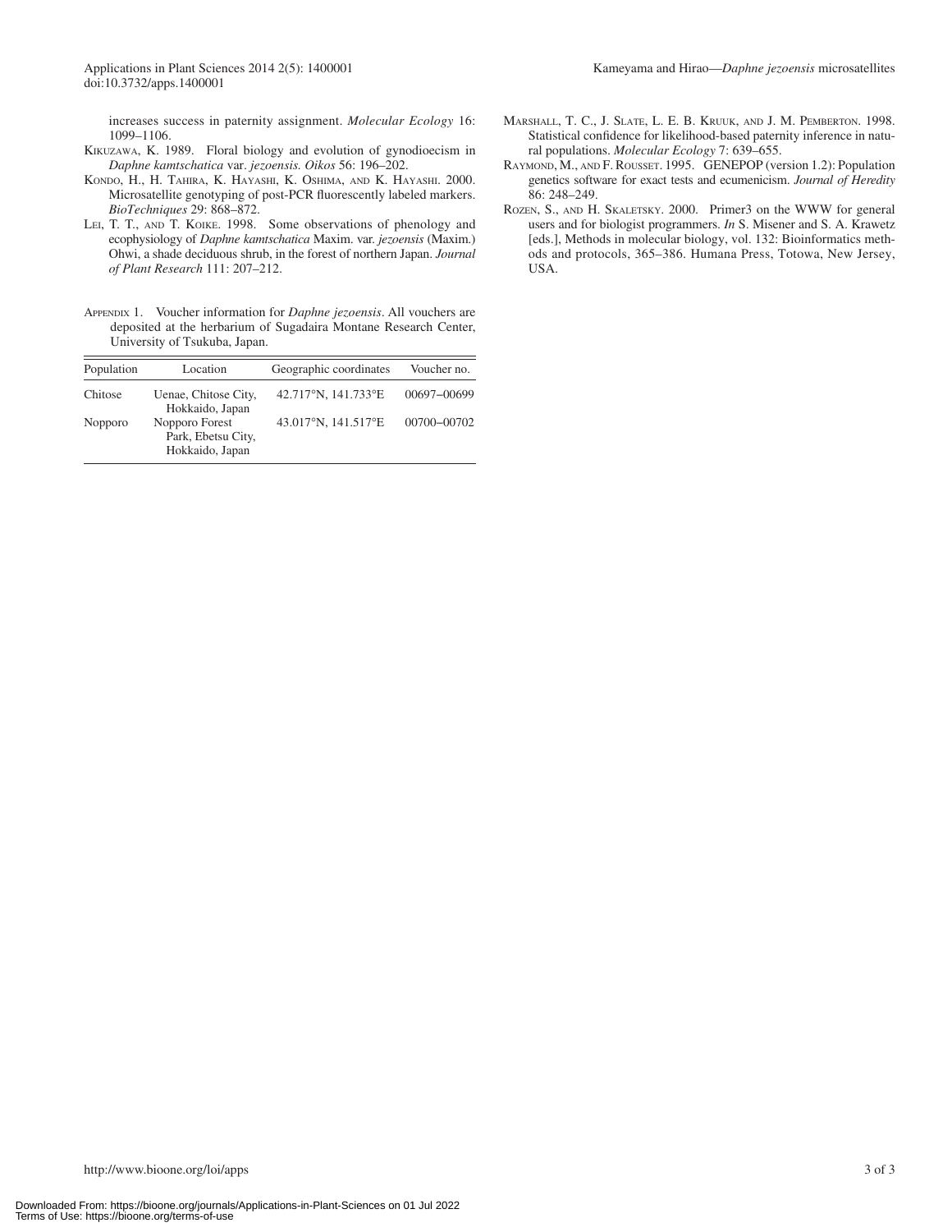increases success in paternity assignment. *Molecular Ecology* 16: 1099–1106.

Kikuzawa, K. 1989. Floral biology and evolution of gynodioecism in *Daphne kamtschatica* var. *jezoensis. Oikos* 56: 196–202.

Kondo, H., H. Tahira, K. Hayashi, K. Oshima, and K. Hayashi. 2000. Microsatellite genotyping of post-PCR fluorescently labeled markers. *BioTechniques* 29: 868–872.

Lei, T. T., and T. Koike. 1998. Some observations of phenology and ecophysiology of *Daphne kamtschatica* Maxim. var. *jezoensis* (Maxim.) Ohwi, a shade deciduous shrub, in the forest of northern Japan. *Journal of Plant Research* 111: 207–212.

Marshall, T. C., J. Slate, L. E. B. Kruuk, and J. M. Pemberton. 1998. Statistical confidence for likelihood-based paternity inference in natural populations. *Molecular Ecology* 7: 639–655.

Raymond, M., and F. Rousset. 1995. GENEPOP (version 1.2): Population genetics software for exact tests and ecumenicism. *Journal of Heredity* 86: 248–249.

Rozen, S., and H. Skaletsky. 2000. Primer3 on the WWW for general users and for biologist programmers. *In* S. Misener and S. A. Krawetz [eds.], Methods in molecular biology, vol. 132: Bioinformatics methods and protocols, 365–386. Humana Press, Totowa, New Jersey, USA.

Appendix 1. Voucher information for *Daphne jezoensis*. All vouchers are deposited at the herbarium of Sugadaira Montane Research Center, University of Tsukuba, Japan.

| Population | Location | Geographic coordinates | Voucher no. |
|---|---|---|---|
| Chitose | Uenae, Chitose City, Hokkaido, Japan | 42.717°N, 141.733°E | 00697–00699 |
| Nopporo | Nopporo Forest Park, Ebetsu City, Hokkaido, Japan | 43.017°N, 141.517°E | 00700–00702 |